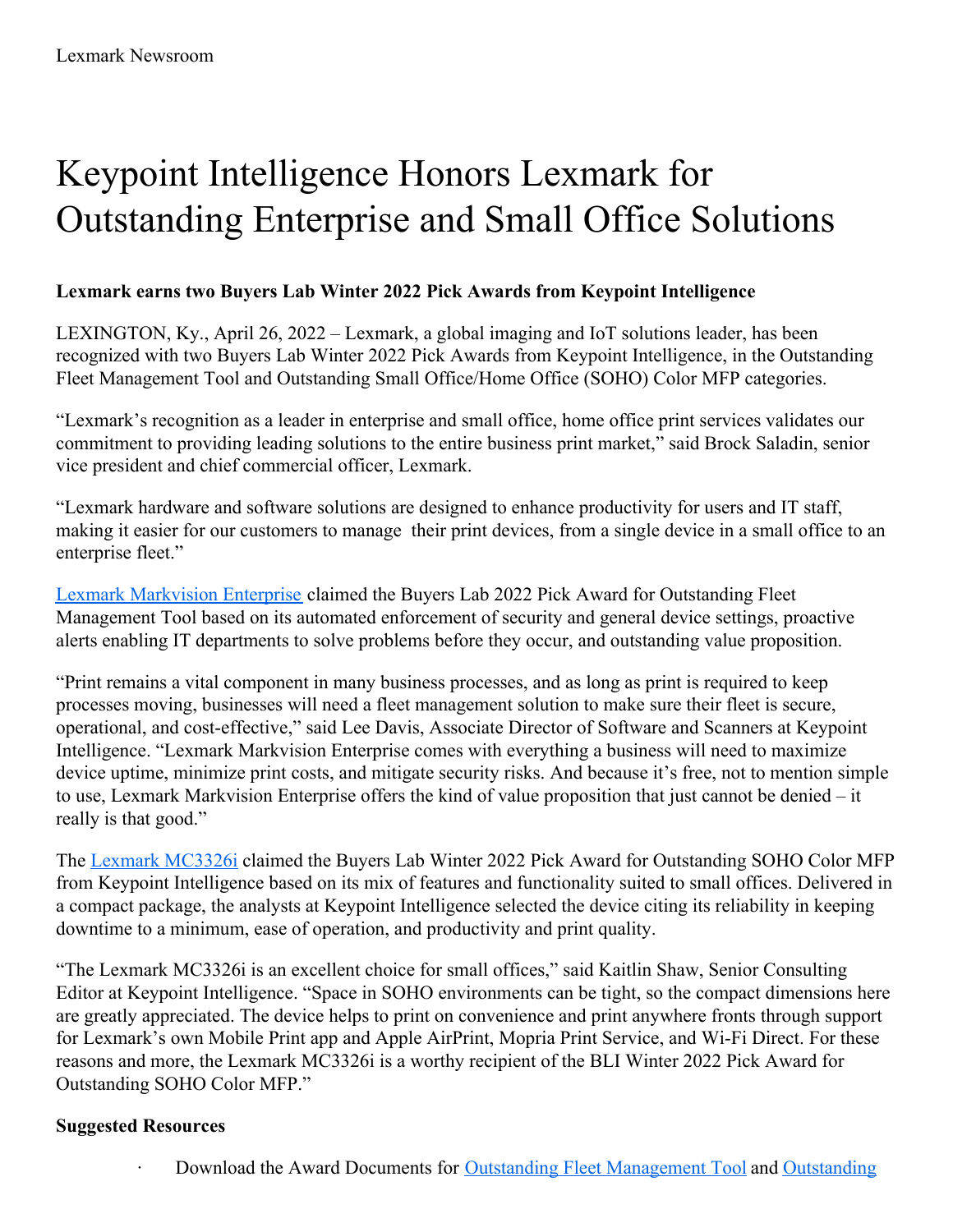Lexmark Newsroom

# Keypoint Intelligence Honors Lexmark for Outstanding Enterprise and Small Office Solutions

**Lexmark earns two Buyers Lab Winter 2022 Pick Awards from Keypoint Intelligence**

LEXINGTON, Ky., April 26, 2022 – Lexmark, a global imaging and IoT solutions leader, has been recognized with two Buyers Lab Winter 2022 Pick Awards from Keypoint Intelligence, in the Outstanding Fleet Management Tool and Outstanding Small Office/Home Office (SOHO) Color MFP categories.

"Lexmark's recognition as a leader in enterprise and small office, home office print services validates our commitment to providing leading solutions to the entire business print market," said Brock Saladin, senior vice president and chief commercial officer, Lexmark.

"Lexmark hardware and software solutions are designed to enhance productivity for users and IT staff, making it easier for our customers to manage their print devices, from a single device in a small office to an enterprise fleet."

Lexmark Markvision Enterprise claimed the Buyers Lab 2022 Pick Award for Outstanding Fleet Management Tool based on its automated enforcement of security and general device settings, proactive alerts enabling IT departments to solve problems before they occur, and outstanding value proposition.

"Print remains a vital component in many business processes, and as long as print is required to keep processes moving, businesses will need a fleet management solution to make sure their fleet is secure, operational, and cost-effective," said Lee Davis, Associate Director of Software and Scanners at Keypoint Intelligence. "Lexmark Markvision Enterprise comes with everything a business will need to maximize device uptime, minimize print costs, and mitigate security risks. And because it's free, not to mention simple to use, Lexmark Markvision Enterprise offers the kind of value proposition that just cannot be denied – it really is that good."

The Lexmark MC3326i claimed the Buyers Lab Winter 2022 Pick Award for Outstanding SOHO Color MFP from Keypoint Intelligence based on its mix of features and functionality suited to small offices. Delivered in a compact package, the analysts at Keypoint Intelligence selected the device citing its reliability in keeping downtime to a minimum, ease of operation, and productivity and print quality.

"The Lexmark MC3326i is an excellent choice for small offices," said Kaitlin Shaw, Senior Consulting Editor at Keypoint Intelligence. "Space in SOHO environments can be tight, so the compact dimensions here are greatly appreciated. The device helps to print on convenience and print anywhere fronts through support for Lexmark's own Mobile Print app and Apple AirPrint, Mopria Print Service, and Wi-Fi Direct. For these reasons and more, the Lexmark MC3326i is a worthy recipient of the BLI Winter 2022 Pick Award for Outstanding SOHO Color MFP."

**Suggested Resources**

- Download the Award Documents for Outstanding Fleet Management Tool and Outstanding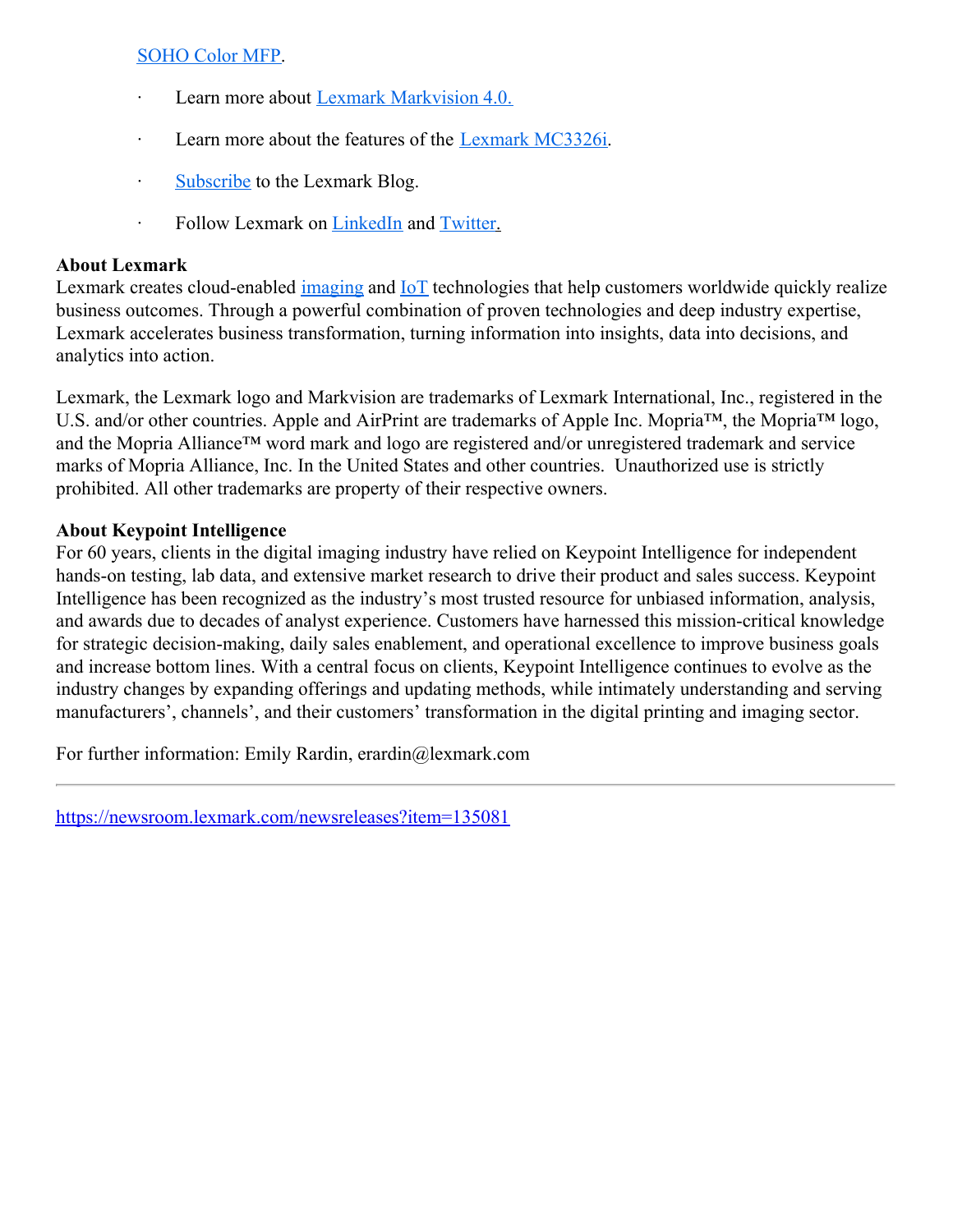SOHO Color MFP.

- Learn more about Lexmark Markvision 4.0.
- Learn more about the features of the Lexmark MC3326i.
- Subscribe to the Lexmark Blog.
- Follow Lexmark on LinkedIn and Twitter.

**About Lexmark**

Lexmark creates cloud-enabled imaging and IoT technologies that help customers worldwide quickly realize business outcomes. Through a powerful combination of proven technologies and deep industry expertise, Lexmark accelerates business transformation, turning information into insights, data into decisions, and analytics into action.

Lexmark, the Lexmark logo and Markvision are trademarks of Lexmark International, Inc., registered in the U.S. and/or other countries. Apple and AirPrint are trademarks of Apple Inc. Mopria™, the Mopria™ logo, and the Mopria Alliance™ word mark and logo are registered and/or unregistered trademark and service marks of Mopria Alliance, Inc. In the United States and other countries. Unauthorized use is strictly prohibited. All other trademarks are property of their respective owners.

**About Keypoint Intelligence**

For 60 years, clients in the digital imaging industry have relied on Keypoint Intelligence for independent hands-on testing, lab data, and extensive market research to drive their product and sales success. Keypoint Intelligence has been recognized as the industry's most trusted resource for unbiased information, analysis, and awards due to decades of analyst experience. Customers have harnessed this mission-critical knowledge for strategic decision-making, daily sales enablement, and operational excellence to improve business goals and increase bottom lines. With a central focus on clients, Keypoint Intelligence continues to evolve as the industry changes by expanding offerings and updating methods, while intimately understanding and serving manufacturers', channels', and their customers' transformation in the digital printing and imaging sector.

For further information: Emily Rardin, erardin@lexmark.com

---

https://newsroom.lexmark.com/newsreleases?item=135081